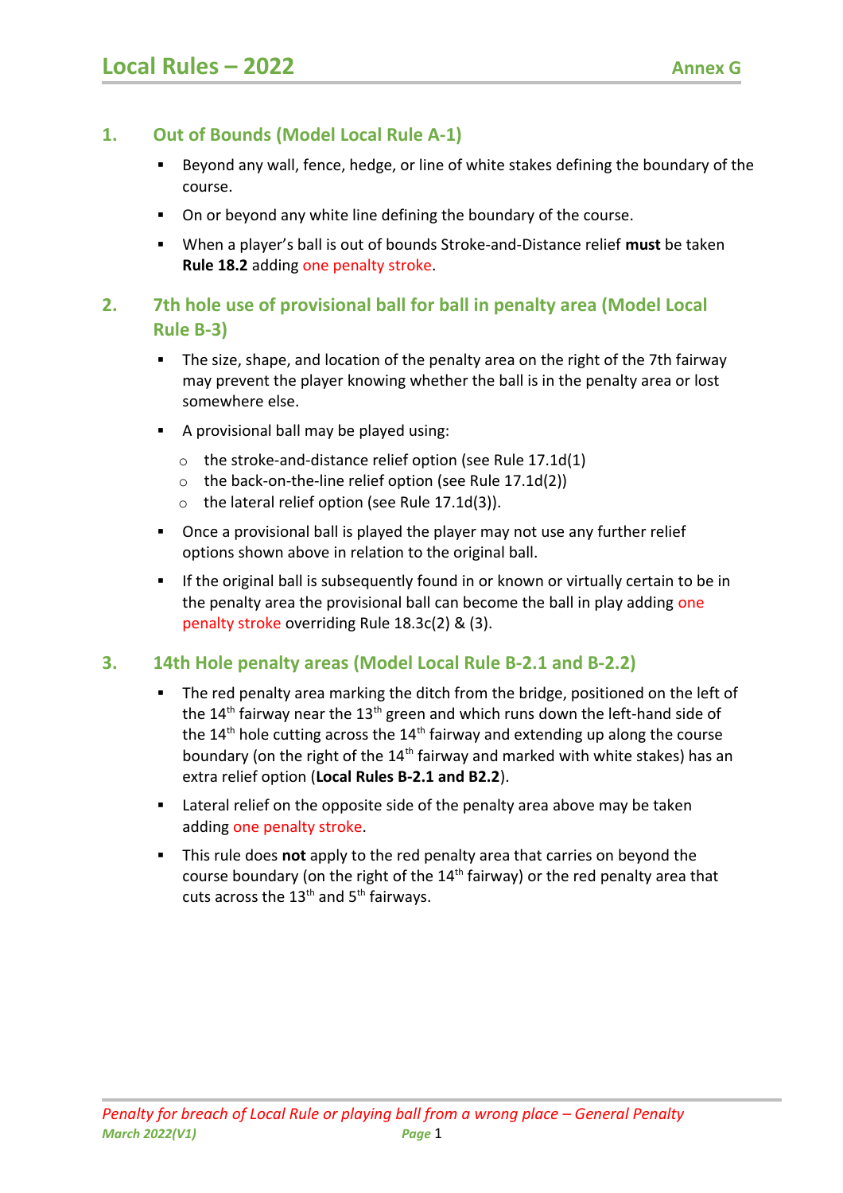# Local Rules – 2022

Annex G

## 1. Out of Bounds (Model Local Rule A-1)

- Beyond any wall, fence, hedge, or line of white stakes defining the boundary of the course.
- On or beyond any white line defining the boundary of the course.
- When a player's ball is out of bounds Stroke-and-Distance relief **must** be taken **Rule 18.2** adding one penalty stroke.

## 2. 7th hole use of provisional ball for ball in penalty area (Model Local Rule B-3)

- The size, shape, and location of the penalty area on the right of the 7th fairway may prevent the player knowing whether the ball is in the penalty area or lost somewhere else.
- A provisional ball may be played using:
  - the stroke-and-distance relief option (see Rule 17.1d(1)
  - the back-on-the-line relief option (see Rule 17.1d(2))
  - the lateral relief option (see Rule 17.1d(3)).
- Once a provisional ball is played the player may not use any further relief options shown above in relation to the original ball.
- If the original ball is subsequently found in or known or virtually certain to be in the penalty area the provisional ball can become the ball in play adding one penalty stroke overriding Rule 18.3c(2) & (3).

## 3. 14th Hole penalty areas (Model Local Rule B-2.1 and B-2.2)

- The red penalty area marking the ditch from the bridge, positioned on the left of the 14th fairway near the 13th green and which runs down the left-hand side of the 14th hole cutting across the 14th fairway and extending up along the course boundary (on the right of the 14th fairway and marked with white stakes) has an extra relief option (**Local Rules B-2.1 and B2.2**).
- Lateral relief on the opposite side of the penalty area above may be taken adding one penalty stroke.
- This rule does **not** apply to the red penalty area that carries on beyond the course boundary (on the right of the 14th fairway) or the red penalty area that cuts across the 13th and 5th fairways.

*Penalty for breach of Local Rule or playing ball from a wrong place – General Penalty*

*March 2022(V1)*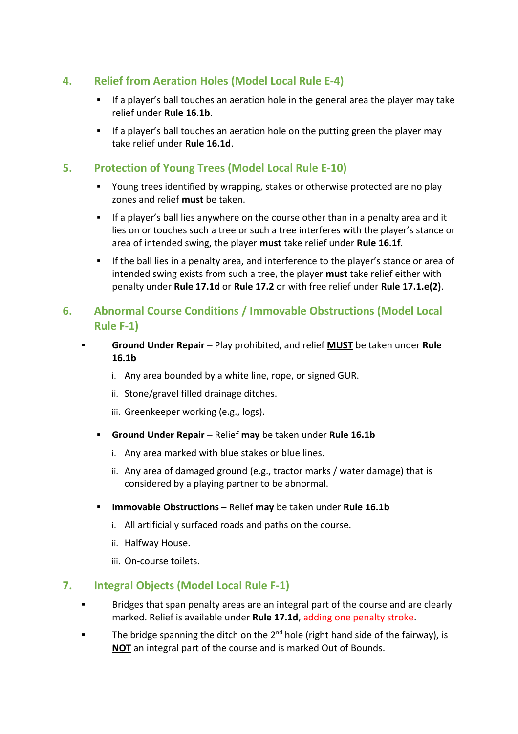## 4. Relief from Aeration Holes (Model Local Rule E-4)

- If a player's ball touches an aeration hole in the general area the player may take relief under **Rule 16.1b**.
- If a player's ball touches an aeration hole on the putting green the player may take relief under **Rule 16.1d**.

## 5. Protection of Young Trees (Model Local Rule E-10)

- Young trees identified by wrapping, stakes or otherwise protected are no play zones and relief **must** be taken.
- If a player's ball lies anywhere on the course other than in a penalty area and it lies on or touches such a tree or such a tree interferes with the player's stance or area of intended swing, the player **must** take relief under **Rule 16.1f**.
- If the ball lies in a penalty area, and interference to the player's stance or area of intended swing exists from such a tree, the player **must** take relief either with penalty under **Rule 17.1d** or **Rule 17.2** or with free relief under **Rule 17.1.e(2)**.

## 6. Abnormal Course Conditions / Immovable Obstructions (Model Local Rule F-1)

- **Ground Under Repair** – Play prohibited, and relief **<u>MUST</u>** be taken under **Rule 16.1b**
  i. Any area bounded by a white line, rope, or signed GUR.
  ii. Stone/gravel filled drainage ditches.
  iii. Greenkeeper working (e.g., logs).
- **Ground Under Repair** – Relief **may** be taken under **Rule 16.1b**
  i. Any area marked with blue stakes or blue lines.
  ii. Any area of damaged ground (e.g., tractor marks / water damage) that is considered by a playing partner to be abnormal.
- **Immovable Obstructions –** Relief **may** be taken under **Rule 16.1b**
  i. All artificially surfaced roads and paths on the course.
  ii. Halfway House.
  iii. On-course toilets.

## 7. Integral Objects (Model Local Rule F-1)

- Bridges that span penalty areas are an integral part of the course and are clearly marked. Relief is available under **Rule 17.1d**, adding one penalty stroke.
- The bridge spanning the ditch on the 2nd hole (right hand side of the fairway), is **<u>NOT</u>** an integral part of the course and is marked Out of Bounds.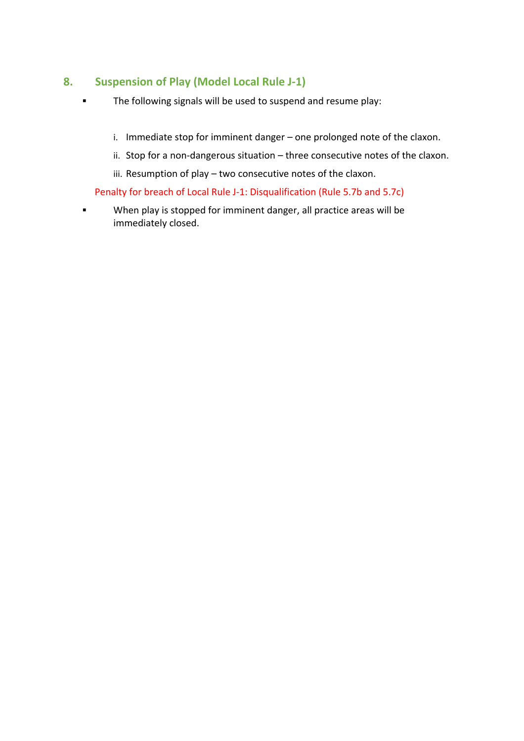## 8. Suspension of Play (Model Local Rule J-1)

- The following signals will be used to suspend and resume play:

  i. Immediate stop for imminent danger – one prolonged note of the claxon.

  ii. Stop for a non-dangerous situation – three consecutive notes of the claxon.

  iii. Resumption of play – two consecutive notes of the claxon.

  Penalty for breach of Local Rule J-1: Disqualification (Rule 5.7b and 5.7c)

- When play is stopped for imminent danger, all practice areas will be immediately closed.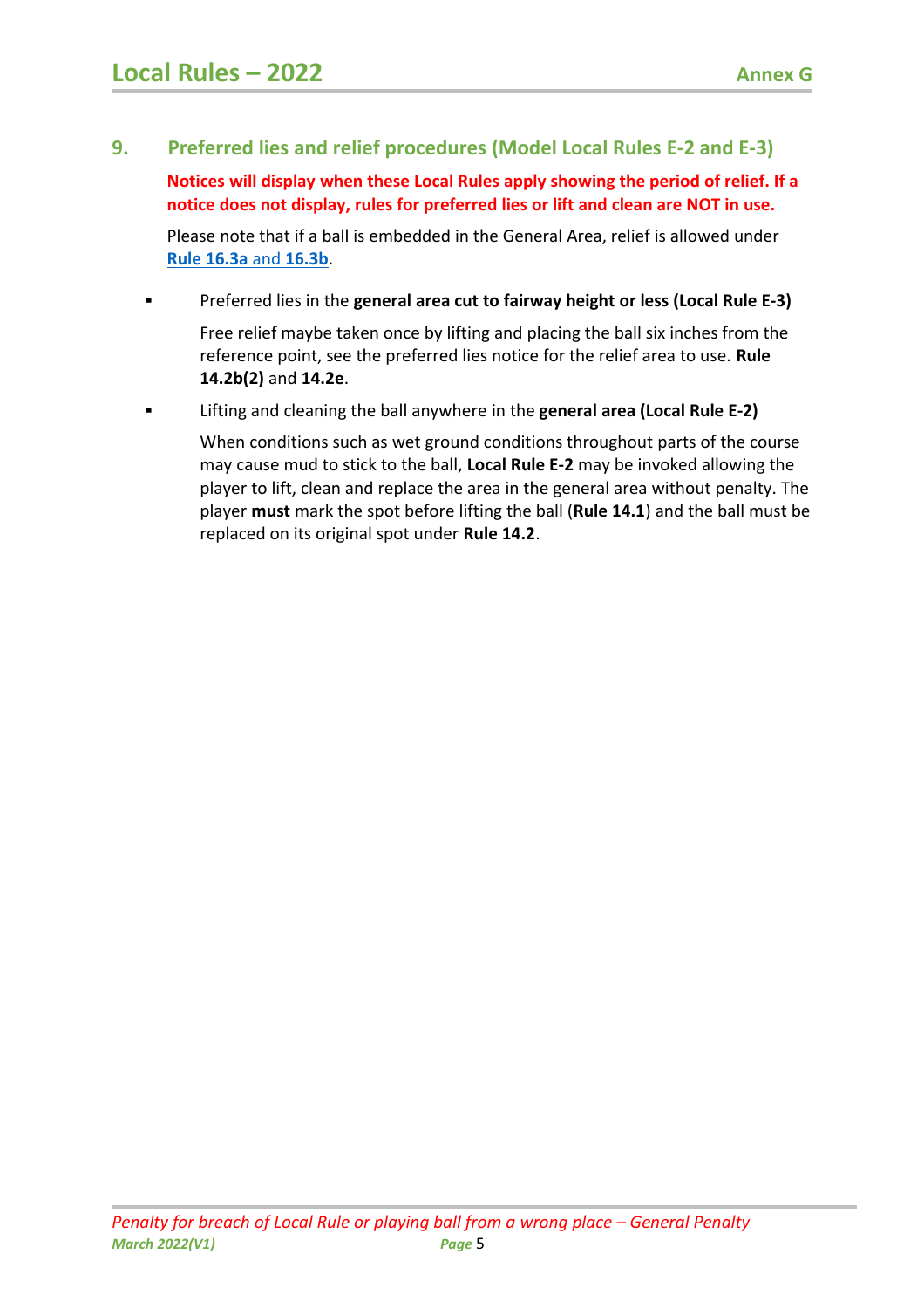## 9. Preferred lies and relief procedures (Model Local Rules E-2 and E-3)

**Notices will display when these Local Rules apply showing the period of relief. If a notice does not display, rules for preferred lies or lift and clean are NOT in use.**

Please note that if a ball is embedded in the General Area, relief is allowed under **Rule 16.3a** and **16.3b**.

- Preferred lies in the **general area cut to fairway height or less (Local Rule E-3)**

  Free relief maybe taken once by lifting and placing the ball six inches from the reference point, see the preferred lies notice for the relief area to use. **Rule 14.2b(2)** and **14.2e**.

- Lifting and cleaning the ball anywhere in the **general area (Local Rule E-2)**

  When conditions such as wet ground conditions throughout parts of the course may cause mud to stick to the ball, **Local Rule E-2** may be invoked allowing the player to lift, clean and replace the area in the general area without penalty. The player **must** mark the spot before lifting the ball (**Rule 14.1**) and the ball must be replaced on its original spot under **Rule 14.2**.

*Penalty for breach of Local Rule or playing ball from a wrong place – General Penalty*